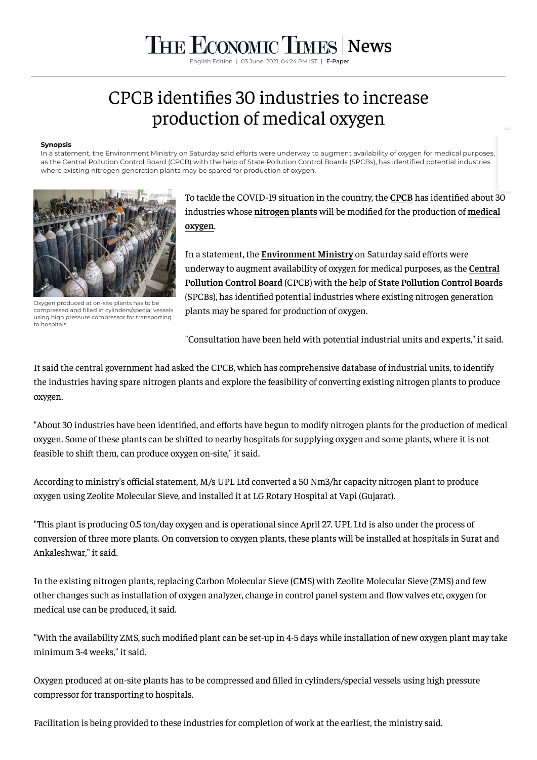# CPCB identifies 30 industries to increase production of medical oxygen

**Synopsis**

In a statement, the Environment Ministry on Saturday said efforts were underway to augment availability of oxygen for medical purposes, as the Central Pollution Control Board (CPCB) with the help of State Pollution Control Boards (SPCBs), has identified potential industries where existing nitrogen generation plants may be spared for production of oxygen.

Oxygen produced at on-site plants has to be compressed and filled in cylinders/special vessels using high pressure compressor for transporting to hospitals.

To tackle the COVID-19 situation in the country, the **CPCB** has identified about 30 industries whose **nitrogen plants** will be modified for the production of **medical oxygen**.

In a statement, the **Environment Ministry** on Saturday said efforts were underway to augment availability of oxygen for medical purposes, as the **Central Pollution Control Board** (CPCB) with the help of **State Pollution Control Boards** (SPCBs), has identified potential industries where existing nitrogen generation plants may be spared for production of oxygen.

"Consultation have been held with potential industrial units and experts," it said.

It said the central government had asked the CPCB, which has comprehensive database of industrial units, to identify the industries having spare nitrogen plants and explore the feasibility of converting existing nitrogen plants to produce oxygen.

"About 30 industries have been identified, and efforts have begun to modify nitrogen plants for the production of medical oxygen. Some of these plants can be shifted to nearby hospitals for supplying oxygen and some plants, where it is not feasible to shift them, can produce oxygen on-site," it said.

According to ministry's official statement, M/s UPL Ltd converted a 50 Nm3/hr capacity nitrogen plant to produce oxygen using Zeolite Molecular Sieve, and installed it at LG Rotary Hospital at Vapi (Gujarat).

"This plant is producing 0.5 ton/day oxygen and is operational since April 27. UPL Ltd is also under the process of conversion of three more plants. On conversion to oxygen plants, these plants will be installed at hospitals in Surat and Ankaleshwar," it said.

In the existing nitrogen plants, replacing Carbon Molecular Sieve (CMS) with Zeolite Molecular Sieve (ZMS) and few other changes such as installation of oxygen analyzer, change in control panel system and flow valves etc, oxygen for medical use can be produced, it said.

"With the availability ZMS, such modified plant can be set-up in 4-5 days while installation of new oxygen plant may take minimum 3-4 weeks," it said.

Oxygen produced at on-site plants has to be compressed and filled in cylinders/special vessels using high pressure compressor for transporting to hospitals.

Facilitation is being provided to these industries for completion of work at the earliest, the ministry said.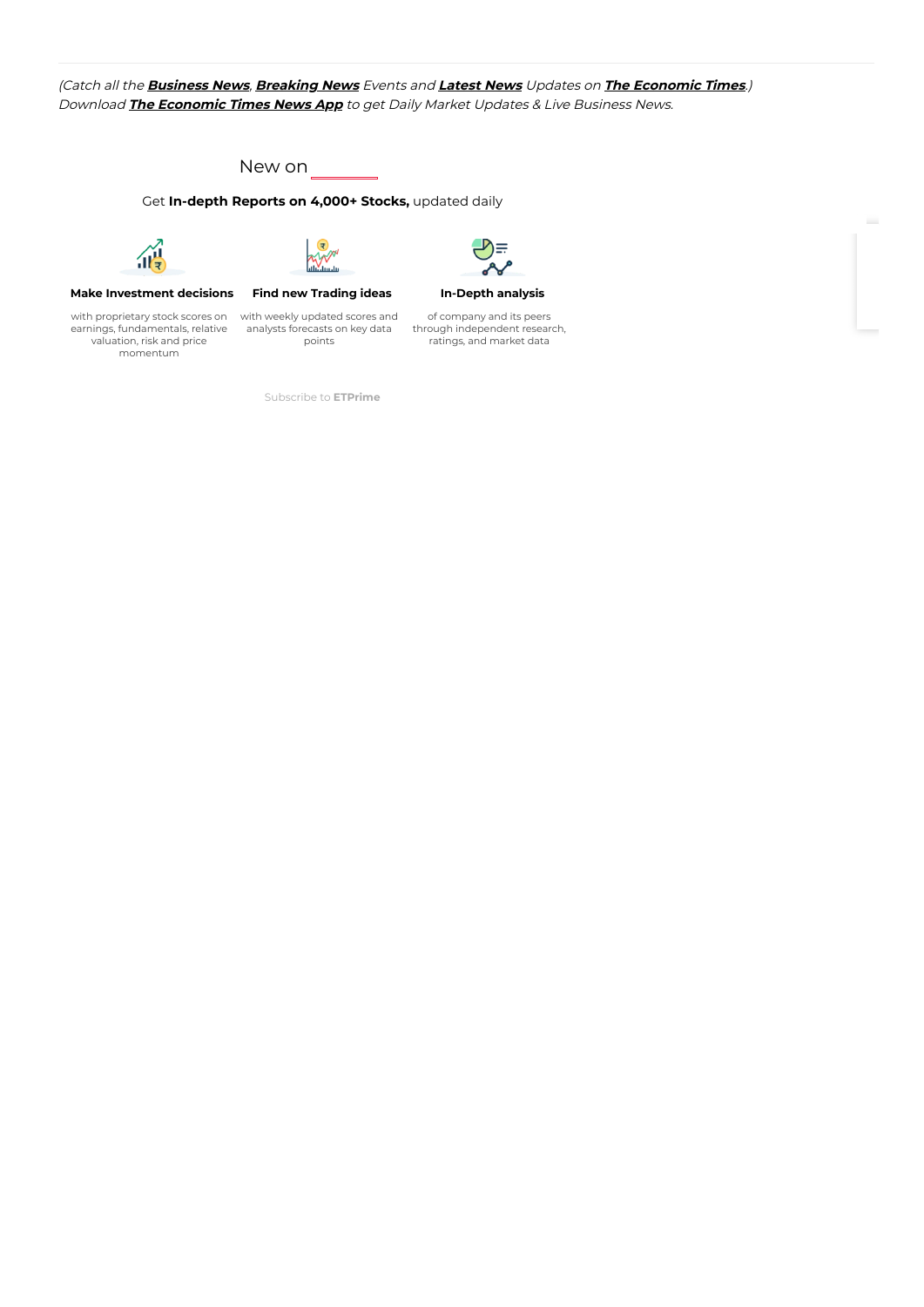*(Catch all the **Business News**, **Breaking News** Events and **Latest News** Updates on **The Economic Times**.)*
*Download **The Economic Times News App** to get Daily Market Updates & Live Business News.*

New on

Get **In-depth Reports on 4,000+ Stocks,** updated daily

**Make Investment decisions**

with proprietary stock scores on earnings, fundamentals, relative valuation, risk and price momentum

**Find new Trading ideas**

with weekly updated scores and analysts forecasts on key data points

**In-Depth analysis**

of company and its peers through independent research, ratings, and market data

Subscribe to **ETPrime**